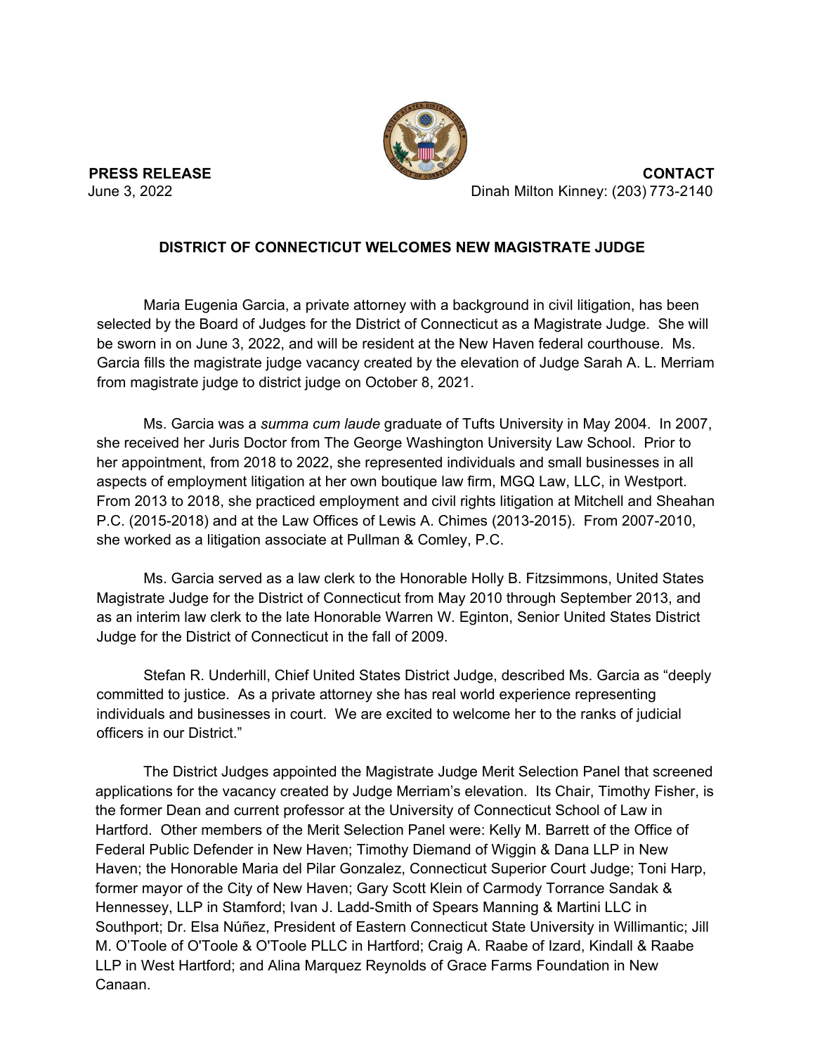**PRESS RELEASE**
June 3, 2022

**CONTACT**
Dinah Milton Kinney: (203) 773-2140

## DISTRICT OF CONNECTICUT WELCOMES NEW MAGISTRATE JUDGE

Maria Eugenia Garcia, a private attorney with a background in civil litigation, has been selected by the Board of Judges for the District of Connecticut as a Magistrate Judge. She will be sworn in on June 3, 2022, and will be resident at the New Haven federal courthouse. Ms. Garcia fills the magistrate judge vacancy created by the elevation of Judge Sarah A. L. Merriam from magistrate judge to district judge on October 8, 2021.

Ms. Garcia was a *summa cum laude* graduate of Tufts University in May 2004. In 2007, she received her Juris Doctor from The George Washington University Law School. Prior to her appointment, from 2018 to 2022, she represented individuals and small businesses in all aspects of employment litigation at her own boutique law firm, MGQ Law, LLC, in Westport. From 2013 to 2018, she practiced employment and civil rights litigation at Mitchell and Sheahan P.C. (2015-2018) and at the Law Offices of Lewis A. Chimes (2013-2015). From 2007-2010, she worked as a litigation associate at Pullman & Comley, P.C.

Ms. Garcia served as a law clerk to the Honorable Holly B. Fitzsimmons, United States Magistrate Judge for the District of Connecticut from May 2010 through September 2013, and as an interim law clerk to the late Honorable Warren W. Eginton, Senior United States District Judge for the District of Connecticut in the fall of 2009.

Stefan R. Underhill, Chief United States District Judge, described Ms. Garcia as "deeply committed to justice. As a private attorney she has real world experience representing individuals and businesses in court. We are excited to welcome her to the ranks of judicial officers in our District."

The District Judges appointed the Magistrate Judge Merit Selection Panel that screened applications for the vacancy created by Judge Merriam's elevation. Its Chair, Timothy Fisher, is the former Dean and current professor at the University of Connecticut School of Law in Hartford. Other members of the Merit Selection Panel were: Kelly M. Barrett of the Office of Federal Public Defender in New Haven; Timothy Diemand of Wiggin & Dana LLP in New Haven; the Honorable Maria del Pilar Gonzalez, Connecticut Superior Court Judge; Toni Harp, former mayor of the City of New Haven; Gary Scott Klein of Carmody Torrance Sandak & Hennessey, LLP in Stamford; Ivan J. Ladd-Smith of Spears Manning & Martini LLC in Southport; Dr. Elsa Núñez, President of Eastern Connecticut State University in Willimantic; Jill M. O'Toole of O'Toole & O'Toole PLLC in Hartford; Craig A. Raabe of Izard, Kindall & Raabe LLP in West Hartford; and Alina Marquez Reynolds of Grace Farms Foundation in New Canaan.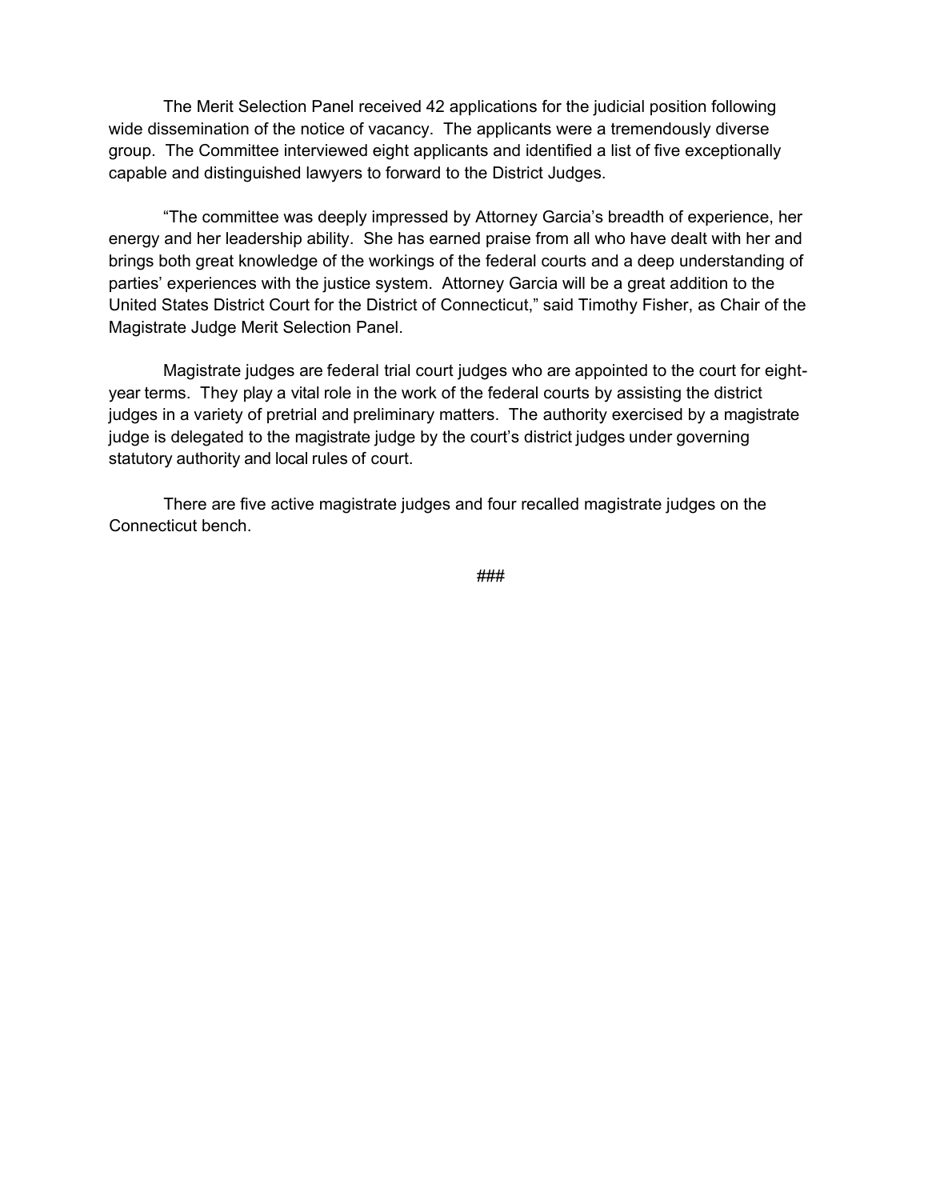The Merit Selection Panel received 42 applications for the judicial position following wide dissemination of the notice of vacancy. The applicants were a tremendously diverse group. The Committee interviewed eight applicants and identified a list of five exceptionally capable and distinguished lawyers to forward to the District Judges.

"The committee was deeply impressed by Attorney Garcia's breadth of experience, her energy and her leadership ability. She has earned praise from all who have dealt with her and brings both great knowledge of the workings of the federal courts and a deep understanding of parties' experiences with the justice system. Attorney Garcia will be a great addition to the United States District Court for the District of Connecticut," said Timothy Fisher, as Chair of the Magistrate Judge Merit Selection Panel.

Magistrate judges are federal trial court judges who are appointed to the court for eight-year terms. They play a vital role in the work of the federal courts by assisting the district judges in a variety of pretrial and preliminary matters. The authority exercised by a magistrate judge is delegated to the magistrate judge by the court's district judges under governing statutory authority and local rules of court.

There are five active magistrate judges and four recalled magistrate judges on the Connecticut bench.

###